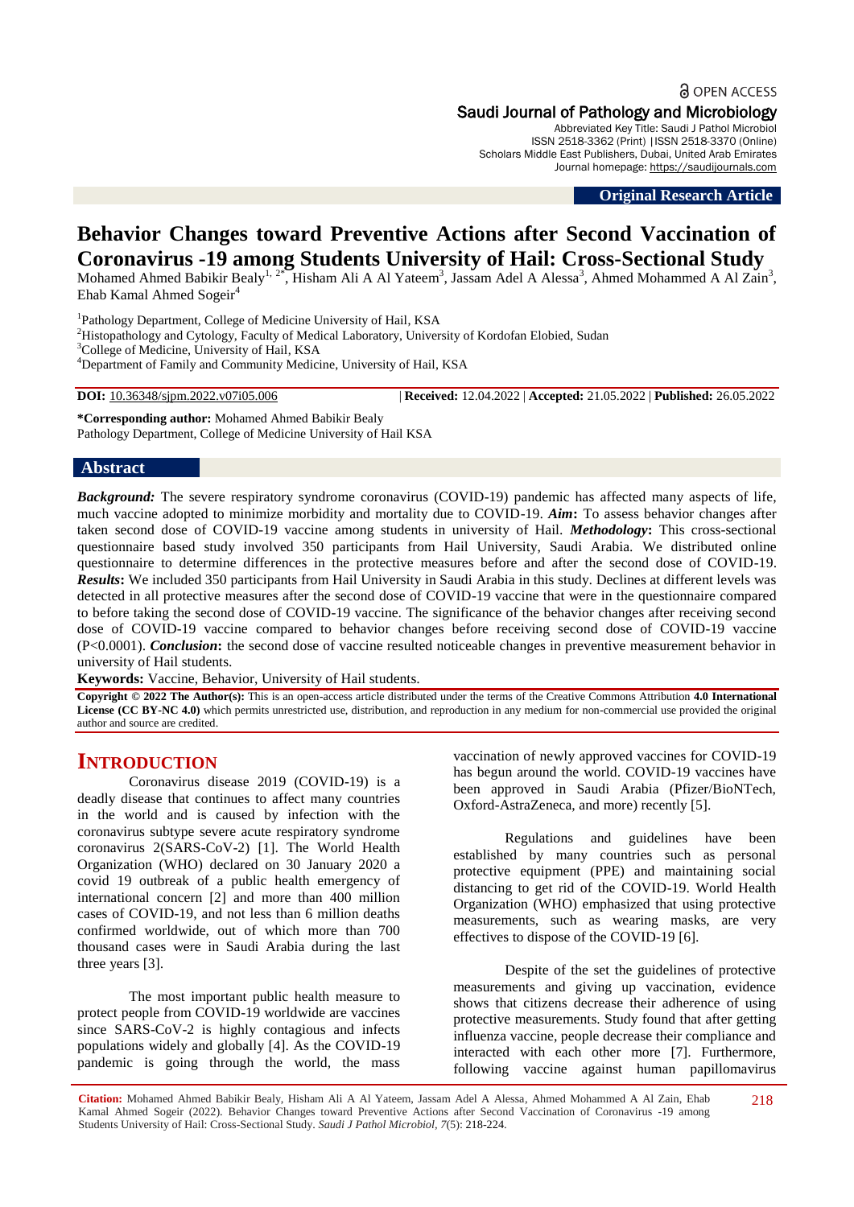Original Research Article

# Behavior Changes toward Preventive Actions after Second Vaccination of Coronavirus -19 among Students University of Hail: Cross-Sectional Study

Mohamed Ahmed Babikir Bealy[1, 2*], Hisham Ali A Al Yateem[3], Jassam Adel A Alessa[3], Ahmed Mohammed A Al Zain[3], Ehab Kamal Ahmed Sogeir[4]

[1]Pathology Department, College of Medicine University of Hail, KSA
[2]Histopathology and Cytology, Faculty of Medical Laboratory, University of Kordofan Elobied, Sudan
[3]College of Medicine, University of Hail, KSA
[4]Department of Family and Community Medicine, University of Hail, KSA

**DOI:** 10.36348/sjpm.2022.v07i05.006 | **Received:** 12.04.2022 | **Accepted:** 21.05.2022 | **Published:** 26.05.2022

**\*Corresponding author:** Mohamed Ahmed Babikir Bealy
Pathology Department, College of Medicine University of Hail KSA

## Abstract

***Background:*** The severe respiratory syndrome coronavirus (COVID-19) pandemic has affected many aspects of life, much vaccine adopted to minimize morbidity and mortality due to COVID-19. ***Aim*****:** To assess behavior changes after taken second dose of COVID-19 vaccine among students in university of Hail. ***Methodology*****:** This cross-sectional questionnaire based study involved 350 participants from Hail University, Saudi Arabia. We distributed online questionnaire to determine differences in the protective measures before and after the second dose of COVID-19. ***Results*****:** We included 350 participants from Hail University in Saudi Arabia in this study. Declines at different levels was detected in all protective measures after the second dose of COVID-19 vaccine that were in the questionnaire compared to before taking the second dose of COVID-19 vaccine. The significance of the behavior changes after receiving second dose of COVID-19 vaccine compared to behavior changes before receiving second dose of COVID-19 vaccine ($P<0.0001$). ***Conclusion*****:** the second dose of vaccine resulted noticeable changes in preventive measurement behavior in university of Hail students.

**Keywords:** Vaccine, Behavior, University of Hail students.

**Copyright © 2022 The Author(s):** This is an open-access article distributed under the terms of the Creative Commons Attribution **4.0 International License (CC BY-NC 4.0)** which permits unrestricted use, distribution, and reproduction in any medium for non-commercial use provided the original author and source are credited.

## INTRODUCTION

Coronavirus disease 2019 (COVID-19) is a deadly disease that continues to affect many countries in the world and is caused by infection with the coronavirus subtype severe acute respiratory syndrome coronavirus 2(SARS-CoV-2) [1]. The World Health Organization (WHO) declared on 30 January 2020 a covid 19 outbreak of a public health emergency of international concern [2] and more than 400 million cases of COVID-19, and not less than 6 million deaths confirmed worldwide, out of which more than 700 thousand cases were in Saudi Arabia during the last three years [3].

The most important public health measure to protect people from COVID-19 worldwide are vaccines since SARS-CoV-2 is highly contagious and infects populations widely and globally [4]. As the COVID-19 pandemic is going through the world, the mass vaccination of newly approved vaccines for COVID-19 has begun around the world. COVID-19 vaccines have been approved in Saudi Arabia (Pfizer/BioNTech, Oxford-AstraZeneca, and more) recently [5].

Regulations and guidelines have been established by many countries such as personal protective equipment (PPE) and maintaining social distancing to get rid of the COVID-19. World Health Organization (WHO) emphasized that using protective measurements, such as wearing masks, are very effectives to dispose of the COVID-19 [6].

Despite of the set the guidelines of protective measurements and giving up vaccination, evidence shows that citizens decrease their adherence of using protective measurements. Study found that after getting influenza vaccine, people decrease their compliance and interacted with each other more [7]. Furthermore, following vaccine against human papillomavirus

**Citation:** Mohamed Ahmed Babikir Bealy, Hisham Ali A Al Yateem, Jassam Adel A Alessa, Ahmed Mohammed A Al Zain, Ehab Kamal Ahmed Sogeir (2022). Behavior Changes toward Preventive Actions after Second Vaccination of Coronavirus -19 among Students University of Hail: Cross-Sectional Study. *Saudi J Pathol Microbiol, 7*(5): 218-224.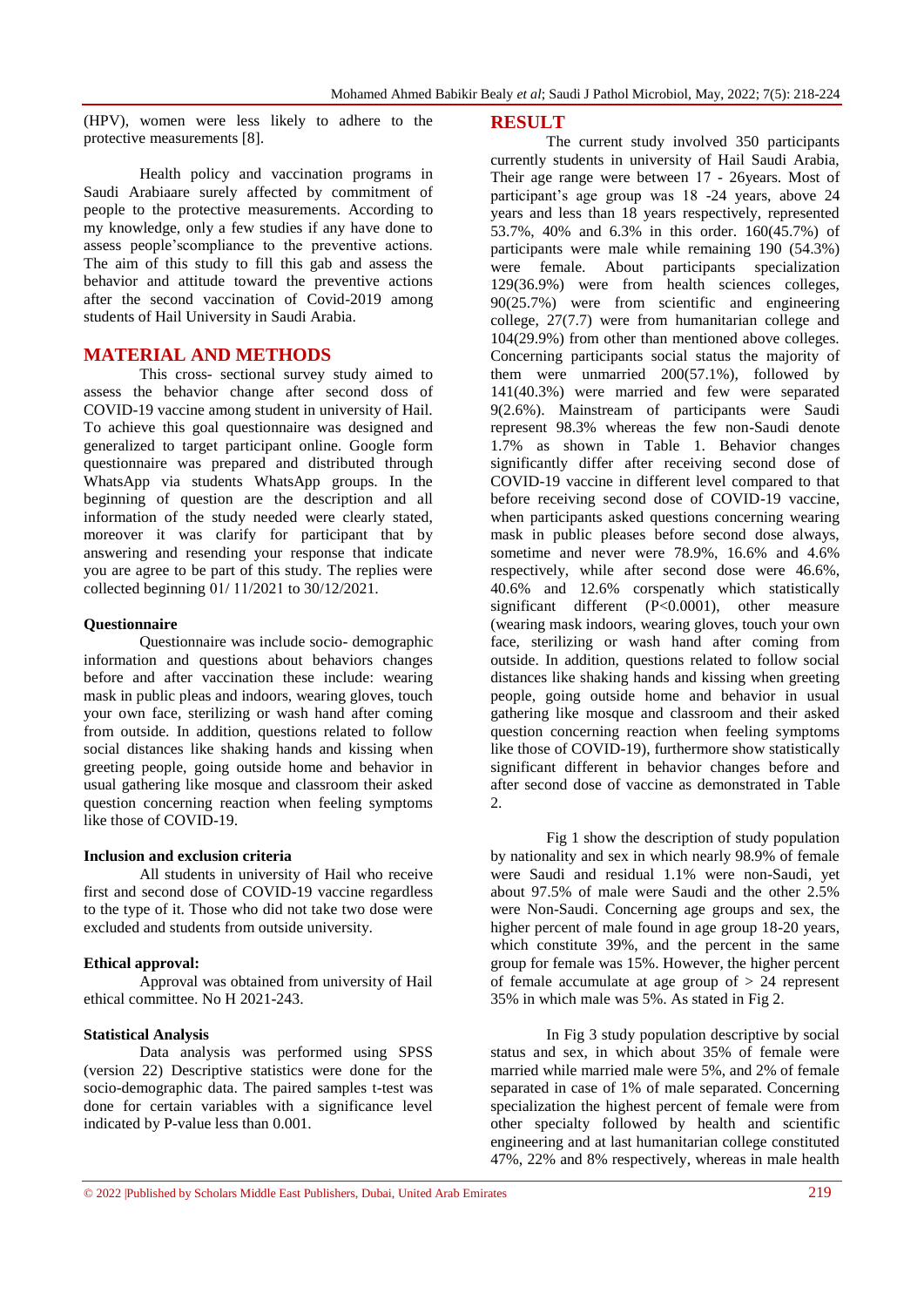(HPV), women were less likely to adhere to the protective measurements [8].

Health policy and vaccination programs in Saudi Arabiaare surely affected by commitment of people to the protective measurements. According to my knowledge, only a few studies if any have done to assess people'scompliance to the preventive actions. The aim of this study to fill this gab and assess the behavior and attitude toward the preventive actions after the second vaccination of Covid-2019 among students of Hail University in Saudi Arabia.

## MATERIAL AND METHODS

This cross- sectional survey study aimed to assess the behavior change after second doss of COVID-19 vaccine among student in university of Hail. To achieve this goal questionnaire was designed and generalized to target participant online. Google form questionnaire was prepared and distributed through WhatsApp via students WhatsApp groups. In the beginning of question are the description and all information of the study needed were clearly stated, moreover it was clarify for participant that by answering and resending your response that indicate you are agree to be part of this study. The replies were collected beginning 01/ 11/2021 to 30/12/2021.

### Questionnaire

Questionnaire was include socio- demographic information and questions about behaviors changes before and after vaccination these include: wearing mask in public pleas and indoors, wearing gloves, touch your own face, sterilizing or wash hand after coming from outside. In addition, questions related to follow social distances like shaking hands and kissing when greeting people, going outside home and behavior in usual gathering like mosque and classroom their asked question concerning reaction when feeling symptoms like those of COVID-19.

### Inclusion and exclusion criteria

All students in university of Hail who receive first and second dose of COVID-19 vaccine regardless to the type of it. Those who did not take two dose were excluded and students from outside university.

### Ethical approval:

Approval was obtained from university of Hail ethical committee. No H 2021-243.

### Statistical Analysis

Data analysis was performed using SPSS (version 22) Descriptive statistics were done for the socio-demographic data. The paired samples t-test was done for certain variables with a significance level indicated by P-value less than 0.001.

## RESULT

The current study involved 350 participants currently students in university of Hail Saudi Arabia, Their age range were between 17 - 26years. Most of participant's age group was 18 -24 years, above 24 years and less than 18 years respectively, represented 53.7%, 40% and 6.3% in this order. 160(45.7%) of participants were male while remaining 190 (54.3%) were female. About participants specialization 129(36.9%) were from health sciences colleges, 90(25.7%) were from scientific and engineering college, 27(7.7) were from humanitarian college and 104(29.9%) from other than mentioned above colleges. Concerning participants social status the majority of them were unmarried 200(57.1%), followed by 141(40.3%) were married and few were separated 9(2.6%). Mainstream of participants were Saudi represent 98.3% whereas the few non-Saudi denote 1.7% as shown in Table 1. Behavior changes significantly differ after receiving second dose of COVID-19 vaccine in different level compared to that before receiving second dose of COVID-19 vaccine, when participants asked questions concerning wearing mask in public pleases before second dose always, sometime and never were 78.9%, 16.6% and 4.6% respectively, while after second dose were 46.6%, 40.6% and 12.6% corspenatly which statistically significant different (P<0.0001), other measure (wearing mask indoors, wearing gloves, touch your own face, sterilizing or wash hand after coming from outside. In addition, questions related to follow social distances like shaking hands and kissing when greeting people, going outside home and behavior in usual gathering like mosque and classroom and their asked question concerning reaction when feeling symptoms like those of COVID-19), furthermore show statistically significant different in behavior changes before and after second dose of vaccine as demonstrated in Table 2.

Fig 1 show the description of study population by nationality and sex in which nearly 98.9% of female were Saudi and residual 1.1% were non-Saudi, yet about 97.5% of male were Saudi and the other 2.5% were Non-Saudi. Concerning age groups and sex, the higher percent of male found in age group 18-20 years, which constitute 39%, and the percent in the same group for female was 15%. However, the higher percent of female accumulate at age group of > 24 represent 35% in which male was 5%. As stated in Fig 2.

In Fig 3 study population descriptive by social status and sex, in which about 35% of female were married while married male were 5%, and 2% of female separated in case of 1% of male separated. Concerning specialization the highest percent of female were from other specialty followed by health and scientific engineering and at last humanitarian college constituted 47%, 22% and 8% respectively, whereas in male health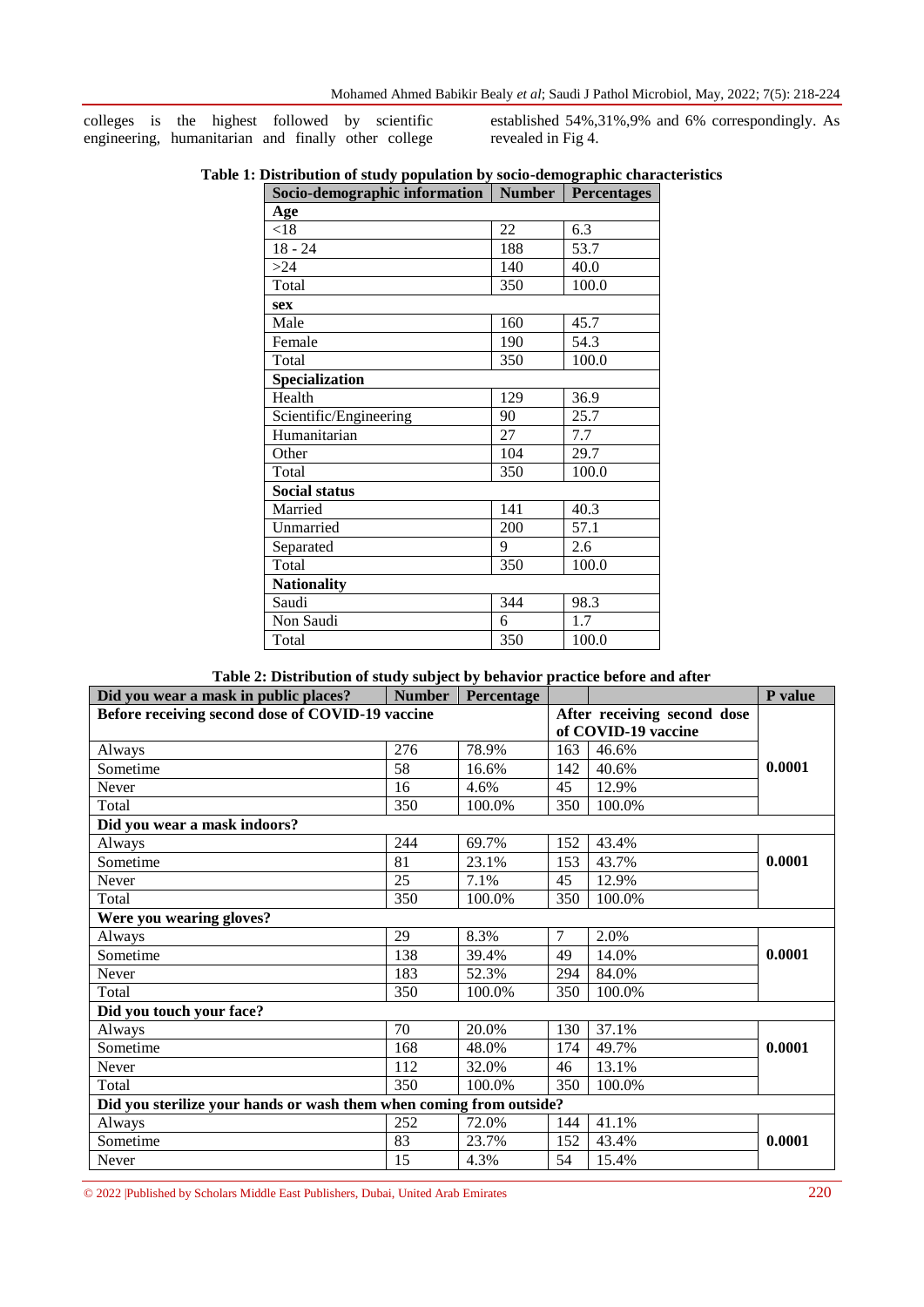colleges is the highest followed by scientific engineering, humanitarian and finally other college established 54%,31%,9% and 6% correspondingly. As revealed in Fig 4.

**Table 1: Distribution of study population by socio-demographic characteristics**

| Socio-demographic information | Number | Percentages |
|---|---|---|
| **Age** | | |
| <18 | 22 | 6.3 |
| 18 - 24 | 188 | 53.7 |
| >24 | 140 | 40.0 |
| Total | 350 | 100.0 |
| **sex** | | |
| Male | 160 | 45.7 |
| Female | 190 | 54.3 |
| Total | 350 | 100.0 |
| **Specialization** | | |
| Health | 129 | 36.9 |
| Scientific/Engineering | 90 | 25.7 |
| Humanitarian | 27 | 7.7 |
| Other | 104 | 29.7 |
| Total | 350 | 100.0 |
| **Social status** | | |
| Married | 141 | 40.3 |
| Unmarried | 200 | 57.1 |
| Separated | 9 | 2.6 |
| Total | 350 | 100.0 |
| **Nationality** | | |
| Saudi | 344 | 98.3 |
| Non Saudi | 6 | 1.7 |
| Total | 350 | 100.0 |

**Table 2: Distribution of study subject by behavior practice before and after**

| Did you wear a mask in public places? | Number | Percentage | | | P value |
|---|---|---|---|---|---|
| **Before receiving second dose of COVID-19 vaccine** | | | **After receiving second dose of COVID-19 vaccine** | | |
| Always | 276 | 78.9% | 163 | 46.6% | |
| Sometime | 58 | 16.6% | 142 | 40.6% | **0.0001** |
| Never | 16 | 4.6% | 45 | 12.9% | |
| Total | 350 | 100.0% | 350 | 100.0% | |
| **Did you wear a mask indoors?** | | | | | |
| Always | 244 | 69.7% | 152 | 43.4% | |
| Sometime | 81 | 23.1% | 153 | 43.7% | **0.0001** |
| Never | 25 | 7.1% | 45 | 12.9% | |
| Total | 350 | 100.0% | 350 | 100.0% | |
| **Were you wearing gloves?** | | | | | |
| Always | 29 | 8.3% | 7 | 2.0% | |
| Sometime | 138 | 39.4% | 49 | 14.0% | **0.0001** |
| Never | 183 | 52.3% | 294 | 84.0% | |
| Total | 350 | 100.0% | 350 | 100.0% | |
| **Did you touch your face?** | | | | | |
| Always | 70 | 20.0% | 130 | 37.1% | |
| Sometime | 168 | 48.0% | 174 | 49.7% | **0.0001** |
| Never | 112 | 32.0% | 46 | 13.1% | |
| Total | 350 | 100.0% | 350 | 100.0% | |
| **Did you sterilize your hands or wash them when coming from outside?** | | | | | |
| Always | 252 | 72.0% | 144 | 41.1% | |
| Sometime | 83 | 23.7% | 152 | 43.4% | **0.0001** |
| Never | 15 | 4.3% | 54 | 15.4% | |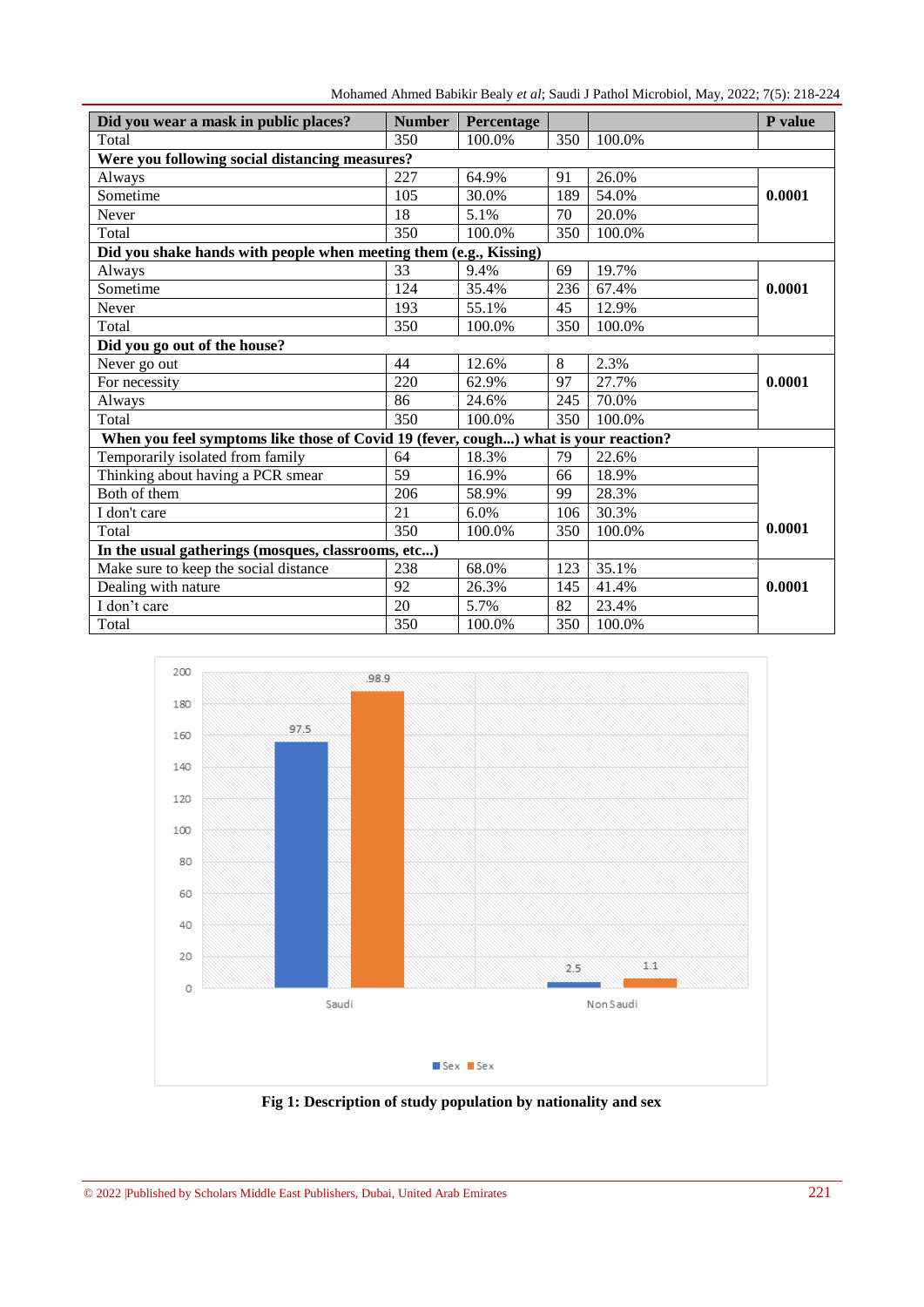| Did you wear a mask in public places? | Number | Percentage | | | P value |
|---|---|---|---|---|---|
| Total | 350 | 100.0% | 350 | 100.0% | |
| **Were you following social distancing measures?** | | | | | |
| Always | 227 | 64.9% | 91 | 26.0% | **0.0001** |
| Sometime | 105 | 30.0% | 189 | 54.0% | |
| Never | 18 | 5.1% | 70 | 20.0% | |
| Total | 350 | 100.0% | 350 | 100.0% | |
| **Did you shake hands with people when meeting them (e.g., Kissing)** | | | | | |
| Always | 33 | 9.4% | 69 | 19.7% | **0.0001** |
| Sometime | 124 | 35.4% | 236 | 67.4% | |
| Never | 193 | 55.1% | 45 | 12.9% | |
| Total | 350 | 100.0% | 350 | 100.0% | |
| **Did you go out of the house?** | | | | | |
| Never go out | 44 | 12.6% | 8 | 2.3% | **0.0001** |
| For necessity | 220 | 62.9% | 97 | 27.7% | |
| Always | 86 | 24.6% | 245 | 70.0% | |
| Total | 350 | 100.0% | 350 | 100.0% | |
| **When you feel symptoms like those of Covid 19 (fever, cough...) what is your reaction?** | | | | | |
| Temporarily isolated from family | 64 | 18.3% | 79 | 22.6% | **0.0001** |
| Thinking about having a PCR smear | 59 | 16.9% | 66 | 18.9% | |
| Both of them | 206 | 58.9% | 99 | 28.3% | |
| I don't care | 21 | 6.0% | 106 | 30.3% | |
| Total | 350 | 100.0% | 350 | 100.0% | |
| **In the usual gatherings (mosques, classrooms, etc...)** | | | | | |
| Make sure to keep the social distance | 238 | 68.0% | 123 | 35.1% | **0.0001** |
| Dealing with nature | 92 | 26.3% | 145 | 41.4% | |
| I don't care | 20 | 5.7% | 82 | 23.4% | |
| Total | 350 | 100.0% | 350 | 100.0% | |

**Fig 1: Description of study population by nationality and sex**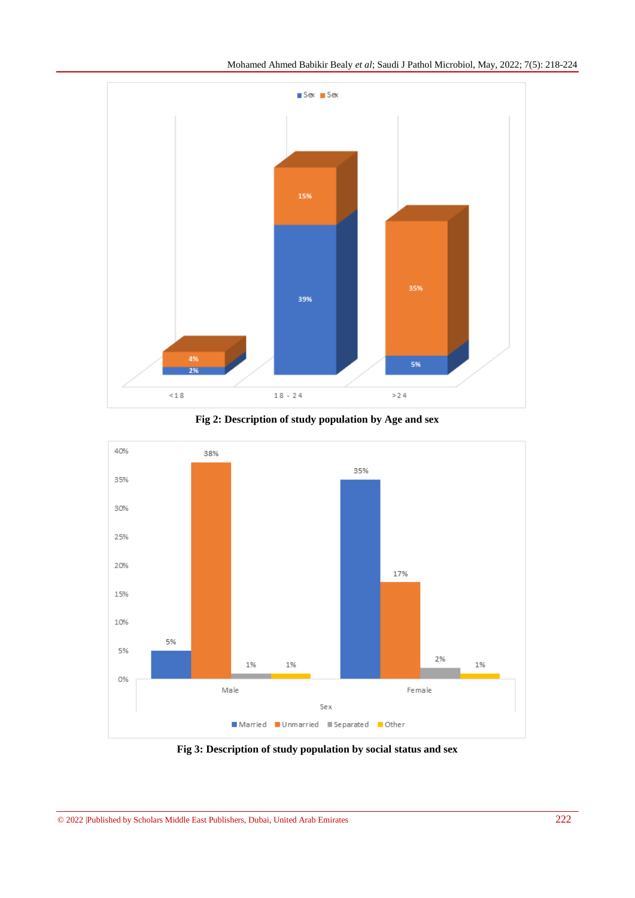Fig 2: Description of study population by Age and sex

Fig 3: Description of study population by social status and sex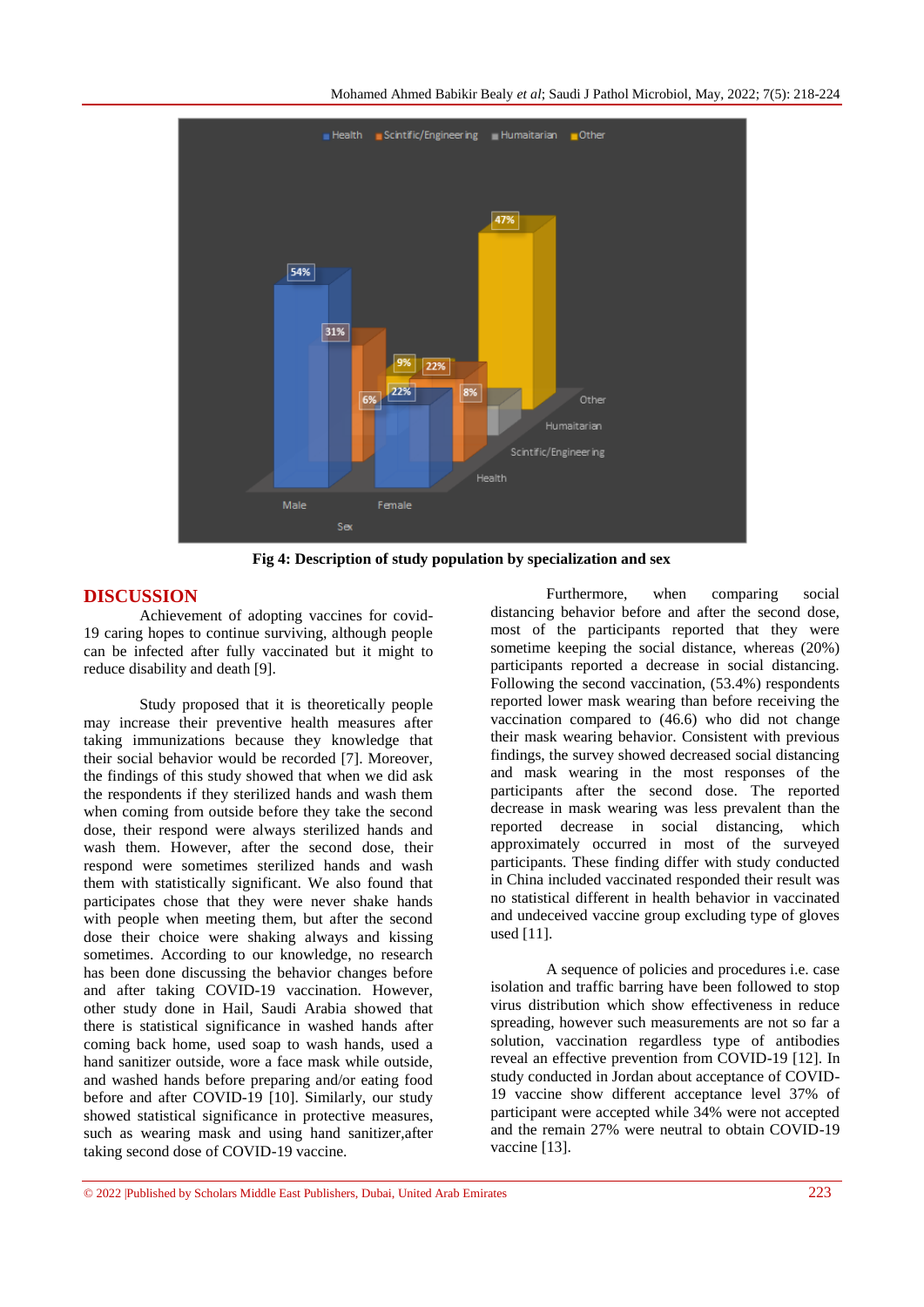Fig 4: Description of study population by specialization and sex

## DISCUSSION

Achievement of adopting vaccines for covid-19 caring hopes to continue surviving, although people can be infected after fully vaccinated but it might to reduce disability and death [9].

Study proposed that it is theoretically people may increase their preventive health measures after taking immunizations because they knowledge that their social behavior would be recorded [7]. Moreover, the findings of this study showed that when we did ask the respondents if they sterilized hands and wash them when coming from outside before they take the second dose, their respond were always sterilized hands and wash them. However, after the second dose, their respond were sometimes sterilized hands and wash them with statistically significant. We also found that participates chose that they were never shake hands with people when meeting them, but after the second dose their choice were shaking always and kissing sometimes. According to our knowledge, no research has been done discussing the behavior changes before and after taking COVID-19 vaccination. However, other study done in Hail, Saudi Arabia showed that there is statistical significance in washed hands after coming back home, used soap to wash hands, used a hand sanitizer outside, wore a face mask while outside, and washed hands before preparing and/or eating food before and after COVID-19 [10]. Similarly, our study showed statistical significance in protective measures, such as wearing mask and using hand sanitizer,after taking second dose of COVID-19 vaccine.

Furthermore, when comparing social distancing behavior before and after the second dose, most of the participants reported that they were sometime keeping the social distance, whereas (20%) participants reported a decrease in social distancing. Following the second vaccination, (53.4%) respondents reported lower mask wearing than before receiving the vaccination compared to (46.6) who did not change their mask wearing behavior. Consistent with previous findings, the survey showed decreased social distancing and mask wearing in the most responses of the participants after the second dose. The reported decrease in mask wearing was less prevalent than the reported decrease in social distancing, which approximately occurred in most of the surveyed participants. These finding differ with study conducted in China included vaccinated responded their result was no statistical different in health behavior in vaccinated and undeceived vaccine group excluding type of gloves used [11].

A sequence of policies and procedures i.e. case isolation and traffic barring have been followed to stop virus distribution which show effectiveness in reduce spreading, however such measurements are not so far a solution, vaccination regardless type of antibodies reveal an effective prevention from COVID-19 [12]. In study conducted in Jordan about acceptance of COVID-19 vaccine show different acceptance level 37% of participant were accepted while 34% were not accepted and the remain 27% were neutral to obtain COVID-19 vaccine [13].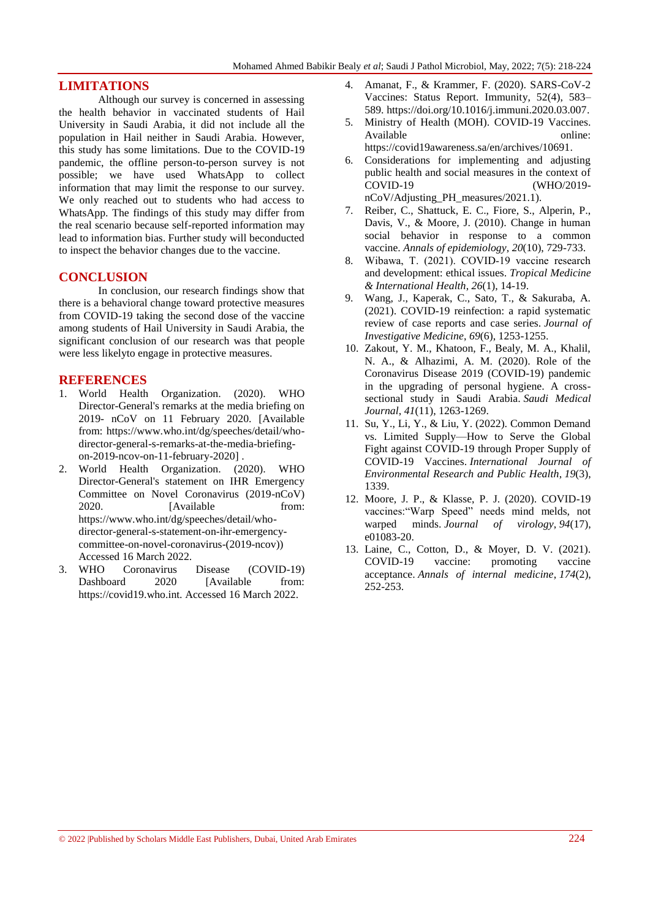## LIMITATIONS

Although our survey is concerned in assessing the health behavior in vaccinated students of Hail University in Saudi Arabia, it did not include all the population in Hail neither in Saudi Arabia. However, this study has some limitations. Due to the COVID-19 pandemic, the offline person-to-person survey is not possible; we have used WhatsApp to collect information that may limit the response to our survey. We only reached out to students who had access to WhatsApp. The findings of this study may differ from the real scenario because self-reported information may lead to information bias. Further study will beconducted to inspect the behavior changes due to the vaccine.

## CONCLUSION

In conclusion, our research findings show that there is a behavioral change toward protective measures from COVID-19 taking the second dose of the vaccine among students of Hail University in Saudi Arabia, the significant conclusion of our research was that people were less likelyto engage in protective measures.

## REFERENCES

1. World Health Organization. (2020). WHO Director-General's remarks at the media briefing on 2019- nCoV on 11 February 2020. [Available from: https://www.who.int/dg/speeches/detail/who-director-general-s-remarks-at-the-media-briefing-on-2019-ncov-on-11-february-2020] .
2. World Health Organization. (2020). WHO Director-General's statement on IHR Emergency Committee on Novel Coronavirus (2019-nCoV) 2020. [Available from: https://www.who.int/dg/speeches/detail/who-director-general-s-statement-on-ihr-emergency-committee-on-novel-coronavirus-(2019-ncov)) Accessed 16 March 2022.
3. WHO Coronavirus Disease (COVID-19) Dashboard 2020 [Available from: https://covid19.who.int. Accessed 16 March 2022.
4. Amanat, F., & Krammer, F. (2020). SARS-CoV-2 Vaccines: Status Report. Immunity, 52(4), 583–589. https://doi.org/10.1016/j.immuni.2020.03.007.
5. Ministry of Health (MOH). COVID-19 Vaccines. Available online: https://covid19awareness.sa/en/archives/10691.
6. Considerations for implementing and adjusting public health and social measures in the context of COVID-19 (WHO/2019-nCoV/Adjusting_PH_measures/2021.1).
7. Reiber, C., Shattuck, E. C., Fiore, S., Alperin, P., Davis, V., & Moore, J. (2010). Change in human social behavior in response to a common vaccine. *Annals of epidemiology*, *20*(10), 729-733.
8. Wibawa, T. (2021). COVID-19 vaccine research and development: ethical issues. *Tropical Medicine & International Health*, *26*(1), 14-19.
9. Wang, J., Kaperak, C., Sato, T., & Sakuraba, A. (2021). COVID-19 reinfection: a rapid systematic review of case reports and case series. *Journal of Investigative Medicine*, *69*(6), 1253-1255.
10. Zakout, Y. M., Khatoon, F., Bealy, M. A., Khalil, N. A., & Alhazimi, A. M. (2020). Role of the Coronavirus Disease 2019 (COVID-19) pandemic in the upgrading of personal hygiene. A cross-sectional study in Saudi Arabia. *Saudi Medical Journal*, *41*(11), 1263-1269.
11. Su, Y., Li, Y., & Liu, Y. (2022). Common Demand vs. Limited Supply—How to Serve the Global Fight against COVID-19 through Proper Supply of COVID-19 Vaccines. *International Journal of Environmental Research and Public Health*, *19*(3), 1339.
12. Moore, J. P., & Klasse, P. J. (2020). COVID-19 vaccines:"Warp Speed" needs mind melds, not warped minds. *Journal of virology*, *94*(17), e01083-20.
13. Laine, C., Cotton, D., & Moyer, D. V. (2021). COVID-19 vaccine: promoting vaccine acceptance. *Annals of internal medicine*, *174*(2), 252-253.